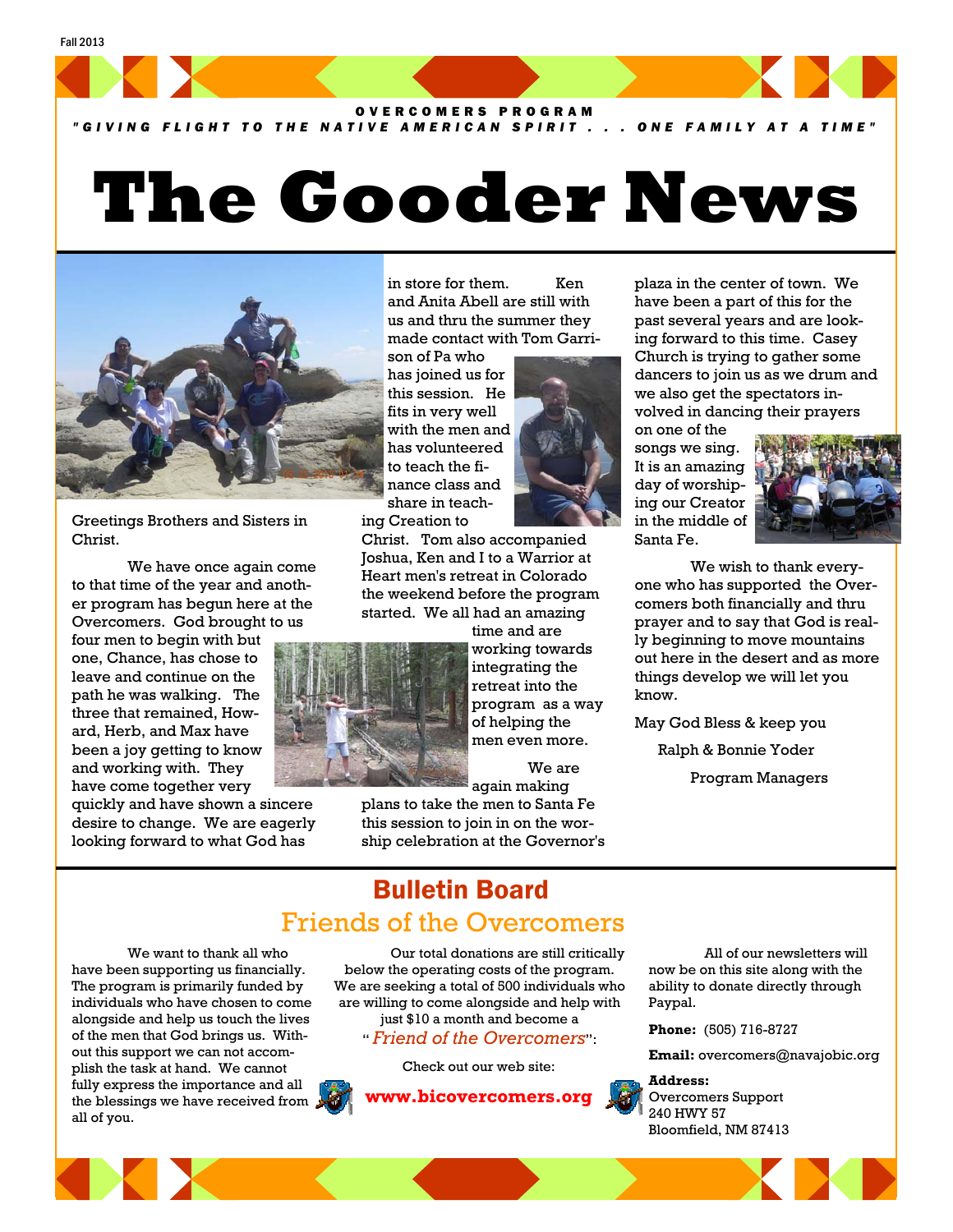Fall 2013

**OVERCOMERS PROGRAM**

***"GIVING FLIGHT TO THE NATIVE AMERICAN SPIRIT . . . ONE FAMILY AT A TIME"***

# The Gooder News

Greetings Brothers and Sisters in Christ.

We have once again come to that time of the year and another program has begun here at the Overcomers. God brought to us four men to begin with but one, Chance, has chose to leave and continue on the path he was walking. The three that remained, Howard, Herb, and Max have been a joy getting to know and working with. They have come together very quickly and have shown a sincere desire to change. We are eagerly looking forward to what God has in store for them. Ken and Anita Abell are still with us and thru the summer they made contact with Tom Garrison of Pa who has joined us for this session. He fits in very well with the men and has volunteered to teach the finance class and share in teaching Creation to Christ. Tom also accompanied Joshua, Ken and I to a Warrior at Heart men's retreat in Colorado the weekend before the program started. We all had an amazing time and are working towards integrating the retreat into the program as a way of helping the men even more.

We are again making plans to take the men to Santa Fe this session to join in on the worship celebration at the Governor's plaza in the center of town. We have been a part of this for the past several years and are looking forward to this time. Casey Church is trying to gather some dancers to join us as we drum and we also get the spectators involved in dancing their prayers on one of the songs we sing. It is an amazing day of worshiping our Creator in the middle of Santa Fe.

We wish to thank everyone who has supported the Overcomers both financially and thru prayer and to say that God is really beginning to move mountains out here in the desert and as more things develop we will let you know.

May God Bless & keep you

Ralph & Bonnie Yoder

Program Managers

## Bulletin Board

### Friends of the Overcomers

We want to thank all who have been supporting us financially. The program is primarily funded by individuals who have chosen to come alongside and help us touch the lives of the men that God brings us. Without this support we can not accomplish the task at hand. We cannot fully express the importance and all the blessings we have received from all of you.

Our total donations are still critically below the operating costs of the program. We are seeking a total of 500 individuals who are willing to come alongside and help with just $10 a month and become a "*Friend of the Overcomers*":

Check out our web site:

**www.bicovercomers.org**

All of our newsletters will now be on this site along with the ability to donate directly through Paypal.

**Phone:** (505) 716-8727

**Email:** overcomers@navajobic.org

**Address:**
Overcomers Support
240 HWY 57
Bloomfield, NM 87413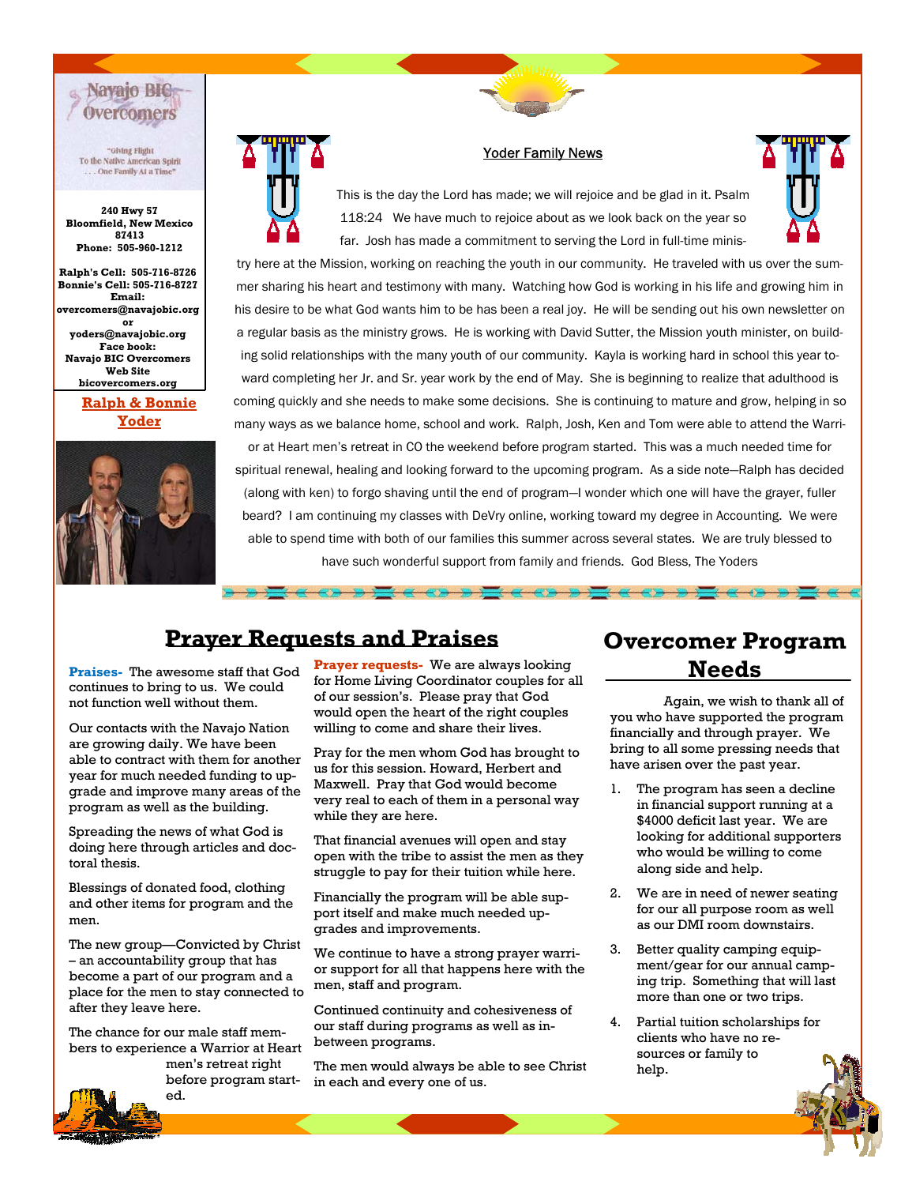Navajo BIC Overcomers

"Giving Flight To the Native American Spirit . . . One Family At a Time"

240 Hwy 57
Bloomfield, New Mexico 87413
Phone: 505-960-1212

Ralph's Cell: 505-716-8726
Bonnie's Cell: 505-716-8727
Email:
overcomers@navajobic.org
or
yoders@navajobic.org
Face book:
Navajo BIC Overcomers
Web Site
bicovercomers.org

**Ralph & Bonnie Yoder**

## Yoder Family News

This is the day the Lord has made; we will rejoice and be glad in it. Psalm 118:24 We have much to rejoice about as we look back on the year so far. Josh has made a commitment to serving the Lord in full-time ministry here at the Mission, working on reaching the youth in our community. He traveled with us over the summer sharing his heart and testimony with many. Watching how God is working in his life and growing him in his desire to be what God wants him to be has been a real joy. He will be sending out his own newsletter on a regular basis as the ministry grows. He is working with David Sutter, the Mission youth minister, on building solid relationships with the many youth of our community. Kayla is working hard in school this year toward completing her Jr. and Sr. year work by the end of May. She is beginning to realize that adulthood is coming quickly and she needs to make some decisions. She is continuing to mature and grow, helping in so many ways as we balance home, school and work. Ralph, Josh, Ken and Tom were able to attend the Warrior at Heart men's retreat in CO the weekend before program started. This was a much needed time for spiritual renewal, healing and looking forward to the upcoming program. As a side note—Ralph has decided (along with ken) to forgo shaving until the end of program—I wonder which one will have the grayer, fuller beard? I am continuing my classes with DeVry online, working toward my degree in Accounting. We were able to spend time with both of our families this summer across several states. We are truly blessed to have such wonderful support from family and friends. God Bless, The Yoders

## Prayer Requests and Praises

**Praises-** The awesome staff that God continues to bring to us. We could not function well without them.

Our contacts with the Navajo Nation are growing daily. We have been able to contract with them for another year for much needed funding to upgrade and improve many areas of the program as well as the building.

Spreading the news of what God is doing here through articles and doctoral thesis.

Blessings of donated food, clothing and other items for program and the men.

The new group—Convicted by Christ – an accountability group that has become a part of our program and a place for the men to stay connected to after they leave here.

The chance for our male staff members to experience a Warrior at Heart men's retreat right before program started.

**Prayer requests-** We are always looking for Home Living Coordinator couples for all of our session's. Please pray that God would open the heart of the right couples willing to come and share their lives.

Pray for the men whom God has brought to us for this session. Howard, Herbert and Maxwell. Pray that God would become very real to each of them in a personal way while they are here.

That financial avenues will open and stay open with the tribe to assist the men as they struggle to pay for their tuition while here.

Financially the program will be able support itself and make much needed upgrades and improvements.

We continue to have a strong prayer warrior support for all that happens here with the men, staff and program.

Continued continuity and cohesiveness of our staff during programs as well as in-between programs.

The men would always be able to see Christ in each and every one of us.

## Overcomer Program Needs

Again, we wish to thank all of you who have supported the program financially and through prayer. We bring to all some pressing needs that have arisen over the past year.

1. The program has seen a decline in financial support running at a $4000 deficit last year. We are looking for additional supporters who would be willing to come along side and help.
2. We are in need of newer seating for our all purpose room as well as our DMI room downstairs.
3. Better quality camping equipment/gear for our annual camping trip. Something that will last more than one or two trips.
4. Partial tuition scholarships for clients who have no resources or family to help.